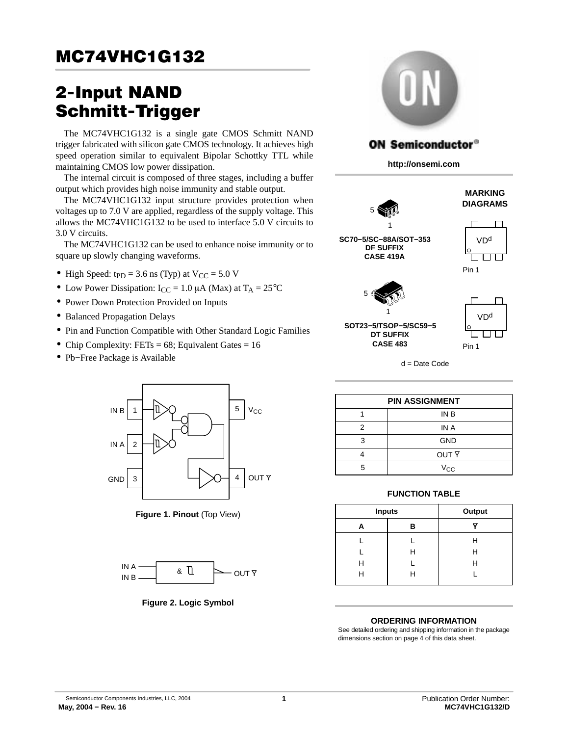# MC74VHC1G132

## 2-Input NAND Schmitt-Trigger

The MC74VHC1G132 is a single gate CMOS Schmitt NAND trigger fabricated with silicon gate CMOS technology. It achieves high speed operation similar to equivalent Bipolar Schottky TTL while maintaining CMOS low power dissipation.

The internal circuit is composed of three stages, including a buffer output which provides high noise immunity and stable output.

The MC74VHC1G132 input structure provides protection when voltages up to 7.0 V are applied, regardless of the supply voltage. This allows the MC74VHC1G132 to be used to interface 5.0 V circuits to 3.0 V circuits.

The MC74VHC1G132 can be used to enhance noise immunity or to square up slowly changing waveforms.

- High Speed: $t_{PD}$ = 3.6 ns (Typ) at $V_{CC}$ = 5.0 V
- Low Power Dissipation: $I_{CC}$ = 1.0 μA (Max) at $T_A$ = 25°C
- Power Down Protection Provided on Inputs
- Balanced Propagation Delays
- Pin and Function Compatible with Other Standard Logic Families
- Chip Complexity: FETs = 68; Equivalent Gates = 16
- Pb−Free Package is Available

**ON Semiconductor®**

**http://onsemi.com**

**MARKING DIAGRAMS**

SC70−5/SC−88A/SOT−353
DF SUFFIX
CASE 419A

SOT23−5/TSOP−5/SC59−5
DT SUFFIX
CASE 483

VDd

Pin 1

d = Date Code

IN B 1, IN A 2, GND 3, 4 OUT Y, 5 VCC

**Figure 1. Pinout** (Top View)

IN A, IN B, & , OUT Y

**Figure 2. Logic Symbol**

**PIN ASSIGNMENT**

| Pin | Function |
|---|---|
| 1 | IN B |
| 2 | IN A |
| 3 | GND |
| 4 | OUT $\overline{Y}$ |
| 5 | $V_{CC}$ |

**FUNCTION TABLE**

| Inputs | | Output |
|---|---|---|
| A | B | $\overline{Y}$ |
| L | L | H |
| L | H | H |
| H | L | H |
| H | H | L |

**ORDERING INFORMATION**

See detailed ordering and shipping information in the package dimensions section on page 4 of this data sheet.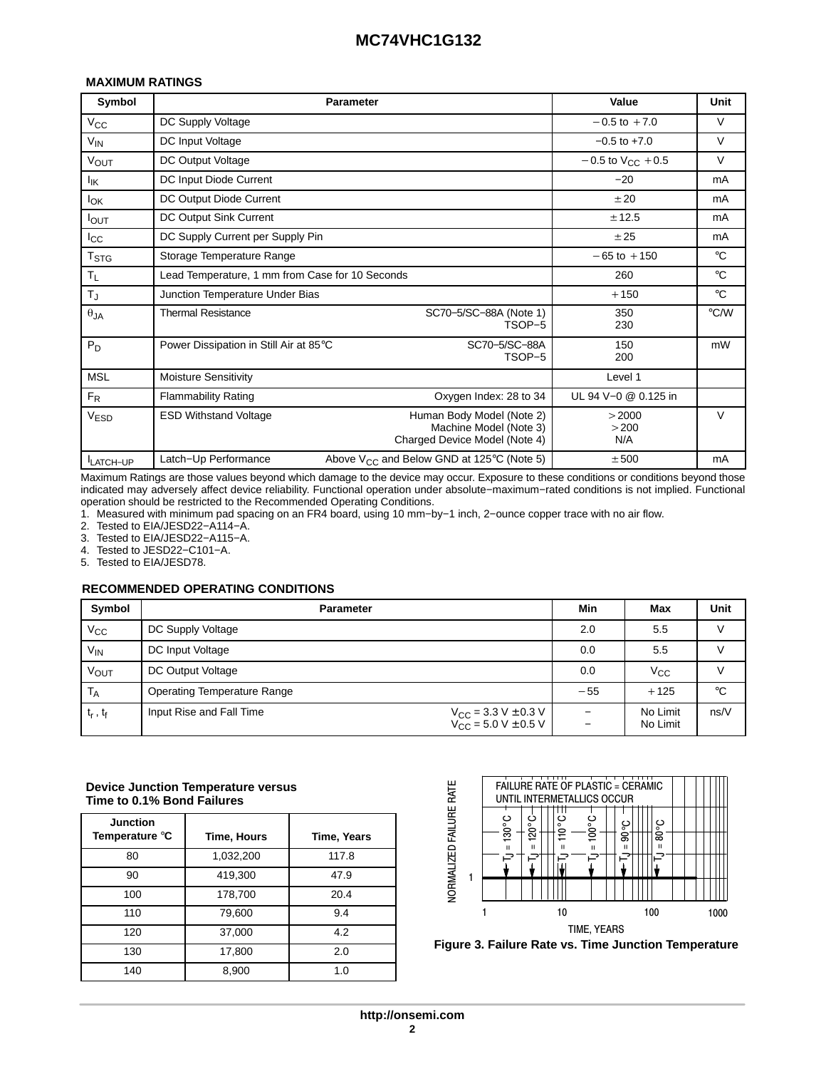## MAXIMUM RATINGS

| Symbol | Parameter | | Value | Unit |
|---|---|---|---|---|
| $V_{CC}$ | DC Supply Voltage | | −0.5 to +7.0 | V |
| $V_{IN}$ | DC Input Voltage | | −0.5 to +7.0 | V |
| $V_{OUT}$ | DC Output Voltage | | −0.5 to $V_{CC}$ +0.5 | V |
| $I_{IK}$ | DC Input Diode Current | | −20 | mA |
| $I_{OK}$ | DC Output Diode Current | | ±20 | mA |
| $I_{OUT}$ | DC Output Sink Current | | ±12.5 | mA |
| $I_{CC}$ | DC Supply Current per Supply Pin | | ±25 | mA |
| $T_{STG}$ | Storage Temperature Range | | −65 to +150 | °C |
| $T_L$ | Lead Temperature, 1 mm from Case for 10 Seconds | | 260 | °C |
| $T_J$ | Junction Temperature Under Bias | | +150 | °C |
| $\theta_{JA}$ | Thermal Resistance | SC70−5/SC−88A (Note 1)<br>TSOP−5 | 350<br>230 | °C/W |
| $P_D$ | Power Dissipation in Still Air at 85°C | SC70−5/SC−88A<br>TSOP−5 | 150<br>200 | mW |
| MSL | Moisture Sensitivity | | Level 1 | |
| $F_R$ | Flammability Rating | Oxygen Index: 28 to 34 | UL 94 V−0 @ 0.125 in | |
| $V_{ESD}$ | ESD Withstand Voltage | Human Body Model (Note 2)<br>Machine Model (Note 3)<br>Charged Device Model (Note 4) | >2000<br>>200<br>N/A | V |
| $I_{LATCH-UP}$ | Latch−Up Performance | Above $V_{CC}$ and Below GND at 125°C (Note 5) | ±500 | mA |

Maximum Ratings are those values beyond which damage to the device may occur. Exposure to these conditions or conditions beyond those indicated may adversely affect device reliability. Functional operation under absolute−maximum−rated conditions is not implied. Functional operation should be restricted to the Recommended Operating Conditions.

1. Measured with minimum pad spacing on an FR4 board, using 10 mm−by−1 inch, 2−ounce copper trace with no air flow.
2. Tested to EIA/JESD22−A114−A.
3. Tested to EIA/JESD22−A115−A.
4. Tested to JESD22−C101−A.
5. Tested to EIA/JESD78.

## RECOMMENDED OPERATING CONDITIONS

| Symbol | Parameter | | Min | Max | Unit |
|---|---|---|---|---|---|
| $V_{CC}$ | DC Supply Voltage | | 2.0 | 5.5 | V |
| $V_{IN}$ | DC Input Voltage | | 0.0 | 5.5 | V |
| $V_{OUT}$ | DC Output Voltage | | 0.0 | $V_{CC}$ | V |
| $T_A$ | Operating Temperature Range | | −55 | +125 | °C |
| $t_r$ , $t_f$ | Input Rise and Fall Time | $V_{CC}$ = 3.3 V ±0.3 V<br>$V_{CC}$ = 5.0 V ±0.5 V | −<br>− | No Limit<br>No Limit | ns/V |

**Device Junction Temperature versus Time to 0.1% Bond Failures**

| Junction Temperature °C | Time, Hours | Time, Years |
|---|---|---|
| 80 | 1,032,200 | 117.8 |
| 90 | 419,300 | 47.9 |
| 100 | 178,700 | 20.4 |
| 110 | 79,600 | 9.4 |
| 120 | 37,000 | 4.2 |
| 130 | 17,800 | 2.0 |
| 140 | 8,900 | 1.0 |

FAILURE RATE OF PLASTIC = CERAMIC UNTIL INTERMETALLICS OCCUR

$T_J$ = 130°C, $T_J$ = 120°C, $T_J$ = 110°C, $T_J$ = 100°C, $T_J$ = 90°C, $T_J$ = 80°C

NORMALIZED FAILURE RATE

TIME, YEARS

**Figure 3. Failure Rate vs. Time Junction Temperature**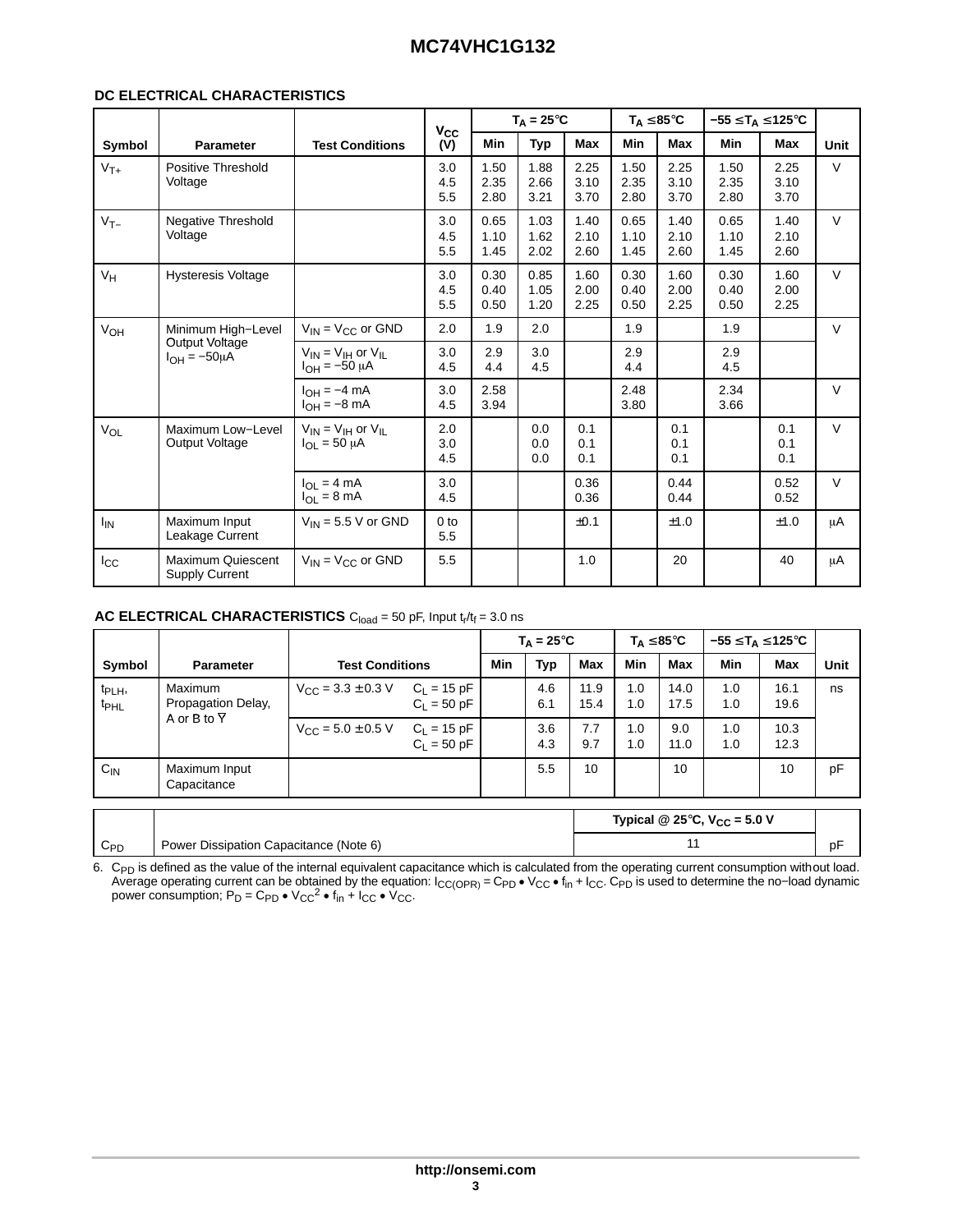## DC ELECTRICAL CHARACTERISTICS

| Symbol | Parameter | Test Conditions | $V_{CC}$ (V) | $T_A$ = 25°C Min | $T_A$ = 25°C Typ | $T_A$ = 25°C Max | $T_A$ ≤ 85°C Min | $T_A$ ≤ 85°C Max | −55 ≤ $T_A$ ≤ 125°C Min | −55 ≤ $T_A$ ≤ 125°C Max | Unit |
|---|---|---|---|---|---|---|---|---|---|---|---|
| $V_{T+}$ | Positive Threshold Voltage | | 3.0<br>4.5<br>5.5 | 1.50<br>2.35<br>2.80 | 1.88<br>2.66<br>3.21 | 2.25<br>3.10<br>3.70 | 1.50<br>2.35<br>2.80 | 2.25<br>3.10<br>3.70 | 1.50<br>2.35<br>2.80 | 2.25<br>3.10<br>3.70 | V |
| $V_{T-}$ | Negative Threshold Voltage | | 3.0<br>4.5<br>5.5 | 0.65<br>1.10<br>1.45 | 1.03<br>1.62<br>2.02 | 1.40<br>2.10<br>2.60 | 0.65<br>1.10<br>1.45 | 1.40<br>2.10<br>2.60 | 0.65<br>1.10<br>1.45 | 1.40<br>2.10<br>2.60 | V |
| $V_H$ | Hysteresis Voltage | | 3.0<br>4.5<br>5.5 | 0.30<br>0.40<br>0.50 | 0.85<br>1.05<br>1.20 | 1.60<br>2.00<br>2.25 | 0.30<br>0.40<br>0.50 | 1.60<br>2.00<br>2.25 | 0.30<br>0.40<br>0.50 | 1.60<br>2.00<br>2.25 | V |
| $V_{OH}$ | Minimum High−Level Output Voltage $I_{OH}$ = −50μA | $V_{IN}$ = $V_{CC}$ or GND | 2.0 | 1.9 | 2.0 | | 1.9 | | 1.9 | | V |
| | | $V_{IN}$ = $V_{IH}$ or $V_{IL}$<br>$I_{OH}$ = −50 μA | 3.0<br>4.5 | 2.9<br>4.4 | 3.0<br>4.5 | | 2.9<br>4.4 | | 2.9<br>4.5 | | |
| | | $I_{OH}$ = −4 mA<br>$I_{OH}$ = −8 mA | 3.0<br>4.5 | 2.58<br>3.94 | | | 2.48<br>3.80 | | 2.34<br>3.66 | | V |
| $V_{OL}$ | Maximum Low−Level Output Voltage | $V_{IN}$ = $V_{IH}$ or $V_{IL}$<br>$I_{OL}$ = 50 μA | 2.0<br>3.0<br>4.5 | | 0.0<br>0.0<br>0.0 | 0.1<br>0.1<br>0.1 | | 0.1<br>0.1<br>0.1 | | 0.1<br>0.1<br>0.1 | V |
| | | $I_{OL}$ = 4 mA<br>$I_{OL}$ = 8 mA | 3.0<br>4.5 | | | 0.36<br>0.36 | | 0.44<br>0.44 | | 0.52<br>0.52 | V |
| $I_{IN}$ | Maximum Input Leakage Current | $V_{IN}$ = 5.5 V or GND | 0 to 5.5 | | | ±0.1 | | ±1.0 | | ±1.0 | μA |
| $I_{CC}$ | Maximum Quiescent Supply Current | $V_{IN}$ = $V_{CC}$ or GND | 5.5 | | | 1.0 | | 20 | | 40 | μA |

## AC ELECTRICAL CHARACTERISTICS $C_{load}$ = 50 pF, Input $t_r/t_f$ = 3.0 ns

| Symbol | Parameter | Test Conditions | | $T_A$ = 25°C Min | $T_A$ = 25°C Typ | $T_A$ = 25°C Max | $T_A$ ≤ 85°C Min | $T_A$ ≤ 85°C Max | −55 ≤ $T_A$ ≤ 125°C Min | −55 ≤ $T_A$ ≤ 125°C Max | Unit |
|---|---|---|---|---|---|---|---|---|---|---|---|
| $t_{PLH}$, $t_{PHL}$ | Maximum Propagation Delay, A or B to $\overline{Y}$ | $V_{CC}$ = 3.3 ± 0.3 V | $C_L$ = 15 pF<br>$C_L$ = 50 pF | | 4.6<br>6.1 | 11.9<br>15.4 | 1.0<br>1.0 | 14.0<br>17.5 | 1.0<br>1.0 | 16.1<br>19.6 | ns |
| | | $V_{CC}$ = 5.0 ± 0.5 V | $C_L$ = 15 pF<br>$C_L$ = 50 pF | | 3.6<br>4.3 | 7.7<br>9.7 | 1.0<br>1.0 | 9.0<br>11.0 | 1.0<br>1.0 | 10.3<br>12.3 | |
| $C_{IN}$ | Maximum Input Capacitance | | | | 5.5 | 10 | | 10 | | 10 | pF |

| | | Typical @ 25°C, $V_{CC}$ = 5.0 V | |
|---|---|---|---|
| $C_{PD}$ | Power Dissipation Capacitance (Note 6) | 11 | pF |

6. $C_{PD}$ is defined as the value of the internal equivalent capacitance which is calculated from the operating current consumption without load. Average operating current can be obtained by the equation: $I_{CC(OPR)} = C_{PD} \bullet V_{CC} \bullet f_{in} + I_{CC}$. $C_{PD}$ is used to determine the no−load dynamic power consumption; $P_D = C_{PD} \bullet V_{CC}^2 \bullet f_{in} + I_{CC} \bullet V_{CC}$.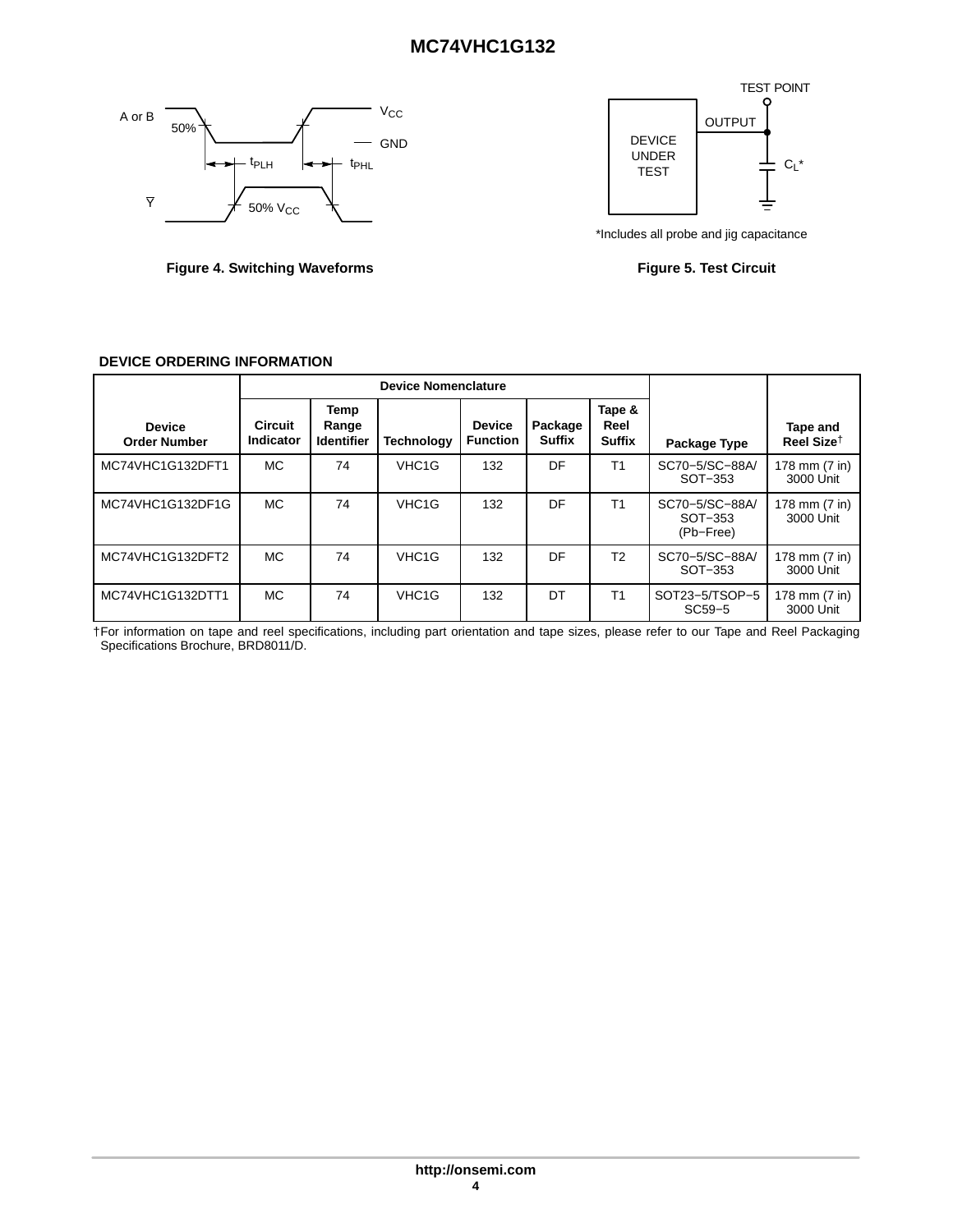Figure 4. Switching Waveforms

Figure 5. Test Circuit

*Includes all probe and jig capacitance

**DEVICE ORDERING INFORMATION**

| Device Order Number | Device Nomenclature | | | | | | Package Type | Tape and Reel Size† |
|---|---|---|---|---|---|---|---|---|
| | Circuit Indicator | Temp Range Identifier | Technology | Device Function | Package Suffix | Tape & Reel Suffix | | |
| MC74VHC1G132DFT1 | MC | 74 | VHC1G | 132 | DF | T1 | SC70−5/SC−88A/ SOT−353 | 178 mm (7 in) 3000 Unit |
| MC74VHC1G132DF1G | MC | 74 | VHC1G | 132 | DF | T1 | SC70−5/SC−88A/ SOT−353 (Pb−Free) | 178 mm (7 in) 3000 Unit |
| MC74VHC1G132DFT2 | MC | 74 | VHC1G | 132 | DF | T2 | SC70−5/SC−88A/ SOT−353 | 178 mm (7 in) 3000 Unit |
| MC74VHC1G132DTT1 | MC | 74 | VHC1G | 132 | DT | T1 | SOT23−5/TSOP−5 SC59−5 | 178 mm (7 in) 3000 Unit |

†For information on tape and reel specifications, including part orientation and tape sizes, please refer to our Tape and Reel Packaging Specifications Brochure, BRD8011/D.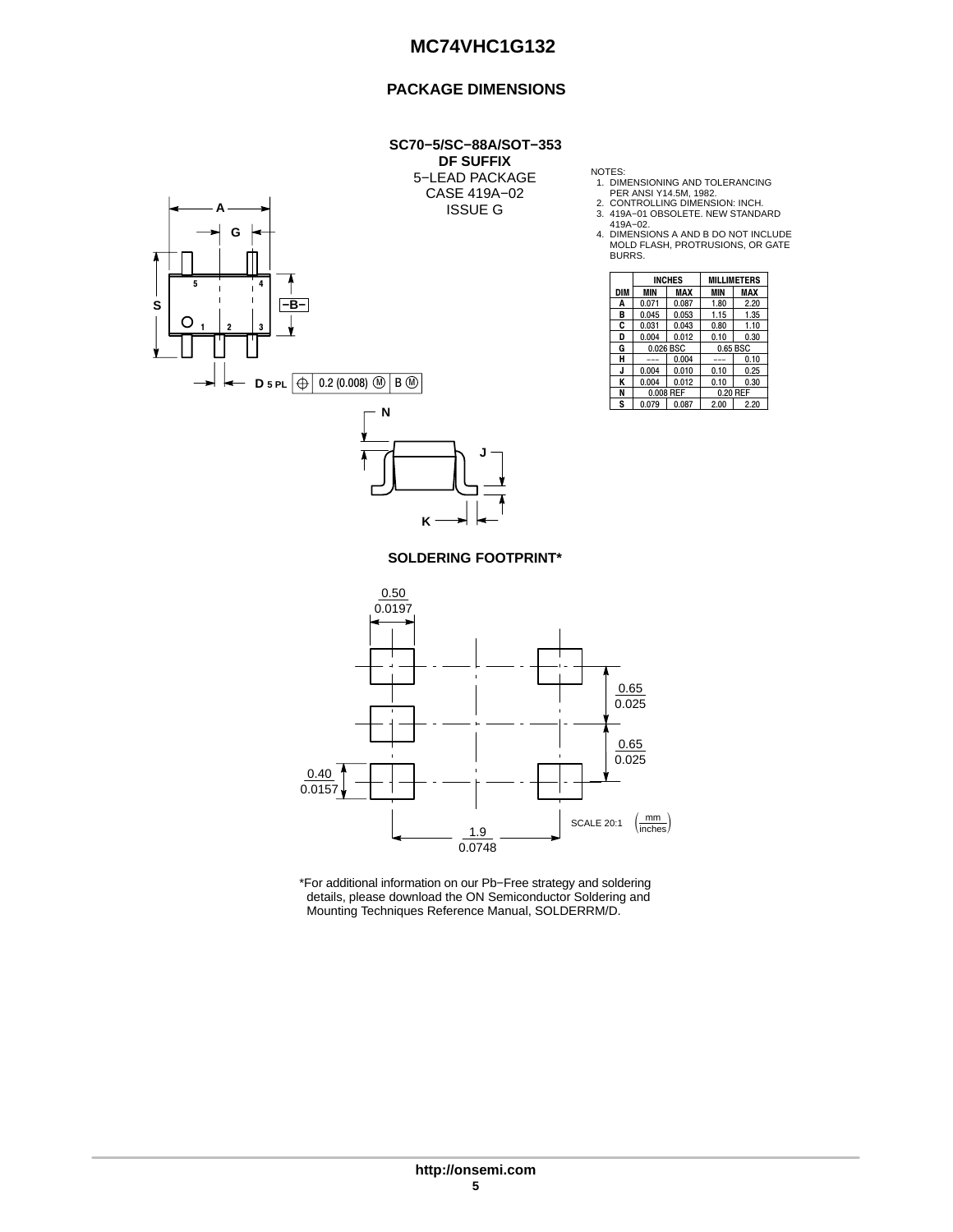## PACKAGE DIMENSIONS

**SC70−5/SC−88A/SOT−353**
**DF SUFFIX**
5−LEAD PACKAGE
CASE 419A−02
ISSUE G

NOTES:
1. DIMENSIONING AND TOLERANCING PER ANSI Y14.5M, 1982.
2. CONTROLLING DIMENSION: INCH.
3. 419A−01 OBSOLETE. NEW STANDARD 419A−02.
4. DIMENSIONS A AND B DO NOT INCLUDE MOLD FLASH, PROTRUSIONS, OR GATE BURRS.

| DIM | INCHES MIN | INCHES MAX | MILLIMETERS MIN | MILLIMETERS MAX |
|---|---|---|---|---|
| A | 0.071 | 0.087 | 1.80 | 2.20 |
| B | 0.045 | 0.053 | 1.15 | 1.35 |
| C | 0.031 | 0.043 | 0.80 | 1.10 |
| D | 0.004 | 0.012 | 0.10 | 0.30 |
| G | 0.026 BSC | | 0.65 BSC | |
| H | --- | 0.004 | --- | 0.10 |
| J | 0.004 | 0.010 | 0.10 | 0.25 |
| K | 0.004 | 0.012 | 0.10 | 0.30 |
| N | 0.008 REF | | 0.20 REF | |
| S | 0.079 | 0.087 | 2.00 | 2.20 |

D 5 PL ⊕ 0.2 (0.008) Ⓜ B Ⓜ

**SOLDERING FOOTPRINT***

0.50 / 0.0197; 0.65 / 0.025; 0.65 / 0.025; 0.40 / 0.0157; 1.9 / 0.0748

SCALE 20:1 (mm / inches)

*For additional information on our Pb−Free strategy and soldering details, please download the ON Semiconductor Soldering and Mounting Techniques Reference Manual, SOLDERRM/D.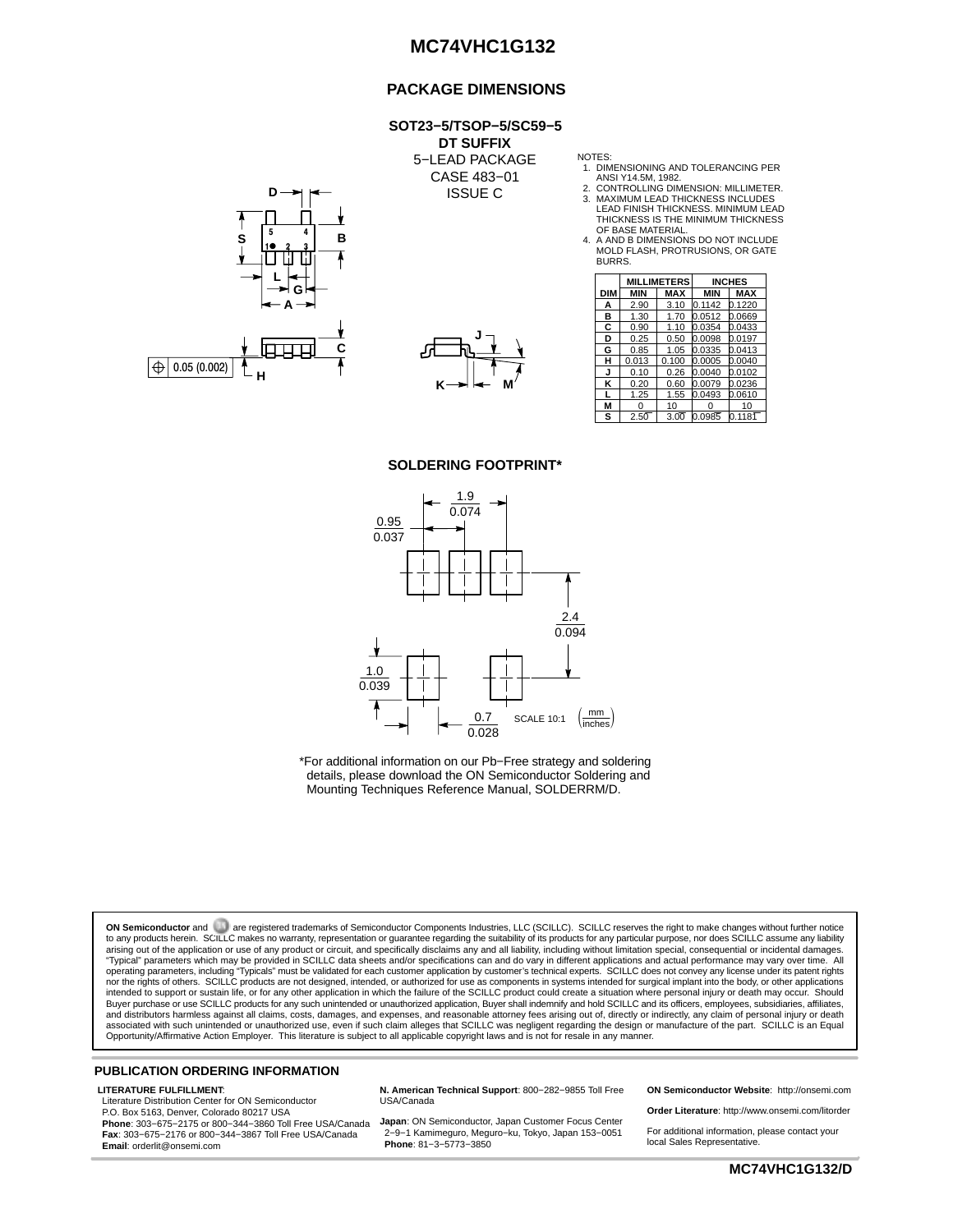## PACKAGE DIMENSIONS

**SOT23−5/TSOP−5/SC59−5**
**DT SUFFIX**
5−LEAD PACKAGE
CASE 483−01
ISSUE C

D
S
B
L
G
A
C
H
0.05 (0.002)
J
K
M

NOTES:
1. DIMENSIONING AND TOLERANCING PER ANSI Y14.5M, 1982.
2. CONTROLLING DIMENSION: MILLIMETER.
3. MAXIMUM LEAD THICKNESS INCLUDES LEAD FINISH THICKNESS. MINIMUM LEAD THICKNESS IS THE MINIMUM THICKNESS OF BASE MATERIAL.
4. A AND B DIMENSIONS DO NOT INCLUDE MOLD FLASH, PROTRUSIONS, OR GATE BURRS.

| | MILLIMETERS | | INCHES | |
|---|---|---|---|---|
| DIM | MIN | MAX | MIN | MAX |
| A | 2.90 | 3.10 | 0.1142 | 0.1220 |
| B | 1.30 | 1.70 | 0.0512 | 0.0669 |
| C | 0.90 | 1.10 | 0.0354 | 0.0433 |
| D | 0.25 | 0.50 | 0.0098 | 0.0197 |
| G | 0.85 | 1.05 | 0.0335 | 0.0413 |
| H | 0.013 | 0.100 | 0.0005 | 0.0040 |
| J | 0.10 | 0.26 | 0.0040 | 0.0102 |
| K | 0.20 | 0.60 | 0.0079 | 0.0236 |
| L | 1.25 | 1.55 | 0.0493 | 0.0610 |
| M | 0 | 10 | 0 | 10 |
| S | 2.50 | 3.00 | 0.0985 | 0.1181 |

### SOLDERING FOOTPRINT*

1.9
0.074
0.95
0.037
2.4
0.094
1.0
0.039
0.7
0.028
SCALE 10:1
(mm / inches)

*For additional information on our Pb−Free strategy and soldering details, please download the ON Semiconductor Soldering and Mounting Techniques Reference Manual, SOLDERRM/D.

**ON Semiconductor** and are registered trademarks of Semiconductor Components Industries, LLC (SCILLC). SCILLC reserves the right to make changes without further notice to any products herein. SCILLC makes no warranty, representation or guarantee regarding the suitability of its products for any particular purpose, nor does SCILLC assume any liability arising out of the application or use of any product or circuit, and specifically disclaims any and all liability, including without limitation special, consequential or incidental damages. "Typical" parameters which may be provided in SCILLC data sheets and/or specifications can and do vary in different applications and actual performance may vary over time. All operating parameters, including "Typicals" must be validated for each customer application by customer's technical experts. SCILLC does not convey any license under its patent rights nor the rights of others. SCILLC products are not designed, intended, or authorized for use as components in systems intended for surgical implant into the body, or other applications intended to support or sustain life, or for any other application in which the failure of the SCILLC product could create a situation where personal injury or death may occur. Should Buyer purchase or use SCILLC products for any such unintended or unauthorized application, Buyer shall indemnify and hold SCILLC and its officers, employees, subsidiaries, affiliates, and distributors harmless against all claims, costs, damages, and expenses, and reasonable attorney fees arising out of, directly or indirectly, any claim of personal injury or death associated with such unintended or unauthorized use, even if such claim alleges that SCILLC was negligent regarding the design or manufacture of the part. SCILLC is an Equal Opportunity/Affirmative Action Employer. This literature is subject to all applicable copyright laws and is not for resale in any manner.

### PUBLICATION ORDERING INFORMATION

**LITERATURE FULFILLMENT**:
Literature Distribution Center for ON Semiconductor
P.O. Box 5163, Denver, Colorado 80217 USA
**Phone**: 303−675−2175 or 800−344−3860 Toll Free USA/Canada
**Fax**: 303−675−2176 or 800−344−3867 Toll Free USA/Canada
**Email**: orderlit@onsemi.com

**N. American Technical Support**: 800−282−9855 Toll Free USA/Canada

**Japan**: ON Semiconductor, Japan Customer Focus Center
2−9−1 Kamimeguro, Meguro−ku, Tokyo, Japan 153−0051
**Phone**: 81−3−5773−3850

**ON Semiconductor Website**: http://onsemi.com

**Order Literature**: http://www.onsemi.com/litorder

For additional information, please contact your local Sales Representative.

**MC74VHC1G132/D**